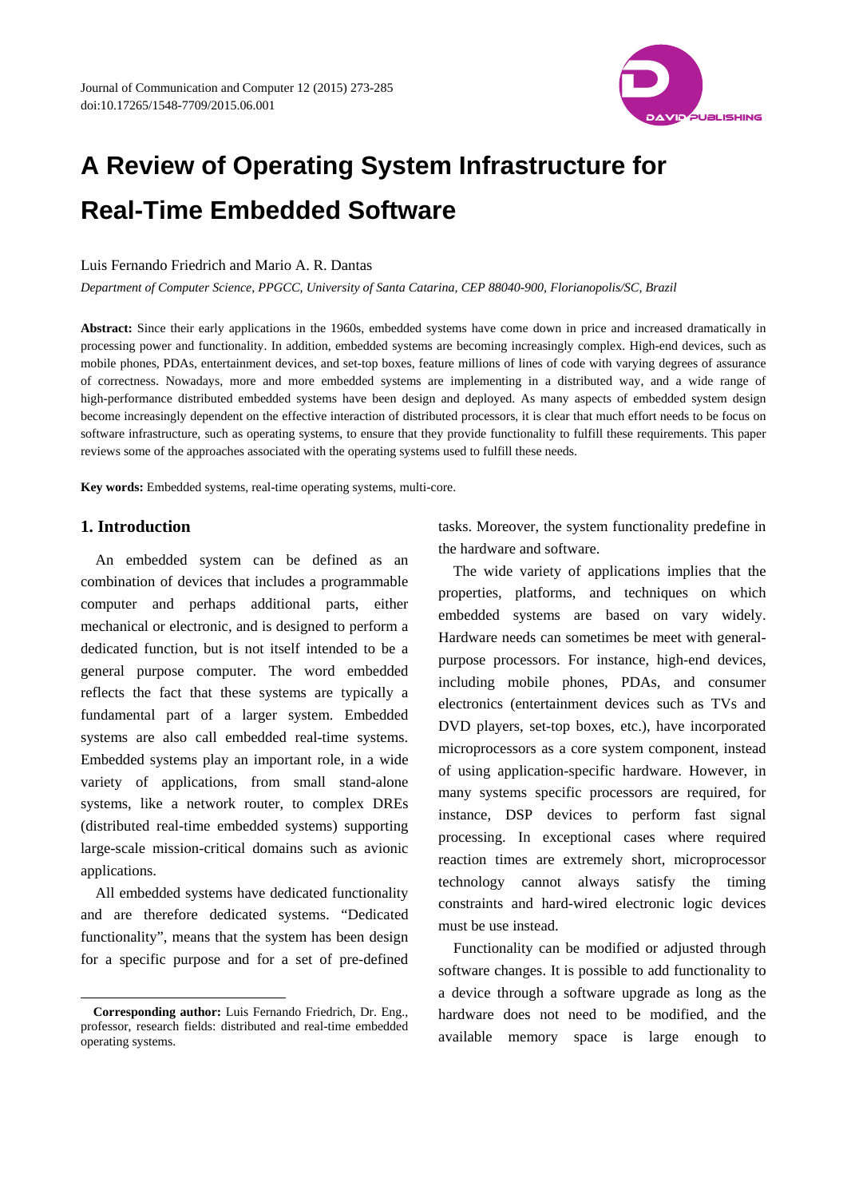# A Review of Operating System Infrastructure for Real-Time Embedded Software

Luis Fernando Friedrich and Mario A. R. Dantas

*Department of Computer Science, PPGCC, University of Santa Catarina, CEP 88040-900, Florianopolis/SC, Brazil*

**Abstract:** Since their early applications in the 1960s, embedded systems have come down in price and increased dramatically in processing power and functionality. In addition, embedded systems are becoming increasingly complex. High-end devices, such as mobile phones, PDAs, entertainment devices, and set-top boxes, feature millions of lines of code with varying degrees of assurance of correctness. Nowadays, more and more embedded systems are implementing in a distributed way, and a wide range of high-performance distributed embedded systems have been design and deployed. As many aspects of embedded system design become increasingly dependent on the effective interaction of distributed processors, it is clear that much effort needs to be focus on software infrastructure, such as operating systems, to ensure that they provide functionality to fulfill these requirements. This paper reviews some of the approaches associated with the operating systems used to fulfill these needs.

**Key words:** Embedded systems, real-time operating systems, multi-core.

## 1. Introduction

An embedded system can be defined as an combination of devices that includes a programmable computer and perhaps additional parts, either mechanical or electronic, and is designed to perform a dedicated function, but is not itself intended to be a general purpose computer. The word embedded reflects the fact that these systems are typically a fundamental part of a larger system. Embedded systems are also call embedded real-time systems. Embedded systems play an important role, in a wide variety of applications, from small stand-alone systems, like a network router, to complex DREs (distributed real-time embedded systems) supporting large-scale mission-critical domains such as avionic applications.

All embedded systems have dedicated functionality and are therefore dedicated systems. "Dedicated functionality", means that the system has been design for a specific purpose and for a set of pre-defined tasks. Moreover, the system functionality predefine in the hardware and software.

The wide variety of applications implies that the properties, platforms, and techniques on which embedded systems are based on vary widely. Hardware needs can sometimes be meet with general-purpose processors. For instance, high-end devices, including mobile phones, PDAs, and consumer electronics (entertainment devices such as TVs and DVD players, set-top boxes, etc.), have incorporated microprocessors as a core system component, instead of using application-specific hardware. However, in many systems specific processors are required, for instance, DSP devices to perform fast signal processing. In exceptional cases where required reaction times are extremely short, microprocessor technology cannot always satisfy the timing constraints and hard-wired electronic logic devices must be use instead.

Functionality can be modified or adjusted through software changes. It is possible to add functionality to a device through a software upgrade as long as the hardware does not need to be modified, and the available memory space is large enough to

---

**Corresponding author:** Luis Fernando Friedrich, Dr. Eng., professor, research fields: distributed and real-time embedded operating systems.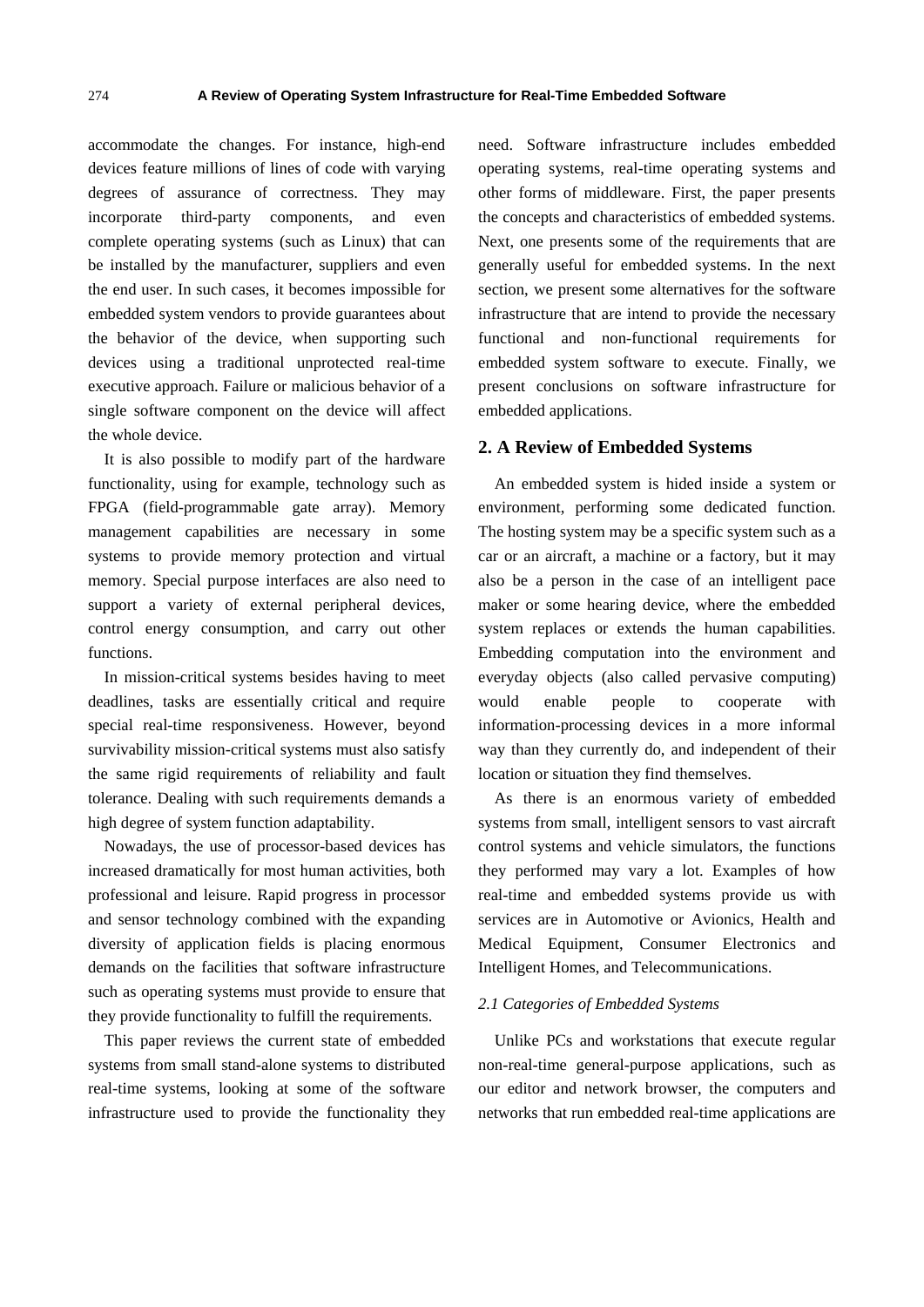accommodate the changes. For instance, high-end devices feature millions of lines of code with varying degrees of assurance of correctness. They may incorporate third-party components, and even complete operating systems (such as Linux) that can be installed by the manufacturer, suppliers and even the end user. In such cases, it becomes impossible for embedded system vendors to provide guarantees about the behavior of the device, when supporting such devices using a traditional unprotected real-time executive approach. Failure or malicious behavior of a single software component on the device will affect the whole device.

It is also possible to modify part of the hardware functionality, using for example, technology such as FPGA (field-programmable gate array). Memory management capabilities are necessary in some systems to provide memory protection and virtual memory. Special purpose interfaces are also need to support a variety of external peripheral devices, control energy consumption, and carry out other functions.

In mission-critical systems besides having to meet deadlines, tasks are essentially critical and require special real-time responsiveness. However, beyond survivability mission-critical systems must also satisfy the same rigid requirements of reliability and fault tolerance. Dealing with such requirements demands a high degree of system function adaptability.

Nowadays, the use of processor-based devices has increased dramatically for most human activities, both professional and leisure. Rapid progress in processor and sensor technology combined with the expanding diversity of application fields is placing enormous demands on the facilities that software infrastructure such as operating systems must provide to ensure that they provide functionality to fulfill the requirements.

This paper reviews the current state of embedded systems from small stand-alone systems to distributed real-time systems, looking at some of the software infrastructure used to provide the functionality they need. Software infrastructure includes embedded operating systems, real-time operating systems and other forms of middleware. First, the paper presents the concepts and characteristics of embedded systems. Next, one presents some of the requirements that are generally useful for embedded systems. In the next section, we present some alternatives for the software infrastructure that are intend to provide the necessary functional and non-functional requirements for embedded system software to execute. Finally, we present conclusions on software infrastructure for embedded applications.

## 2. A Review of Embedded Systems

An embedded system is hided inside a system or environment, performing some dedicated function. The hosting system may be a specific system such as a car or an aircraft, a machine or a factory, but it may also be a person in the case of an intelligent pace maker or some hearing device, where the embedded system replaces or extends the human capabilities. Embedding computation into the environment and everyday objects (also called pervasive computing) would enable people to cooperate with information-processing devices in a more informal way than they currently do, and independent of their location or situation they find themselves.

As there is an enormous variety of embedded systems from small, intelligent sensors to vast aircraft control systems and vehicle simulators, the functions they performed may vary a lot. Examples of how real-time and embedded systems provide us with services are in Automotive or Avionics, Health and Medical Equipment, Consumer Electronics and Intelligent Homes, and Telecommunications.

### *2.1 Categories of Embedded Systems*

Unlike PCs and workstations that execute regular non-real-time general-purpose applications, such as our editor and network browser, the computers and networks that run embedded real-time applications are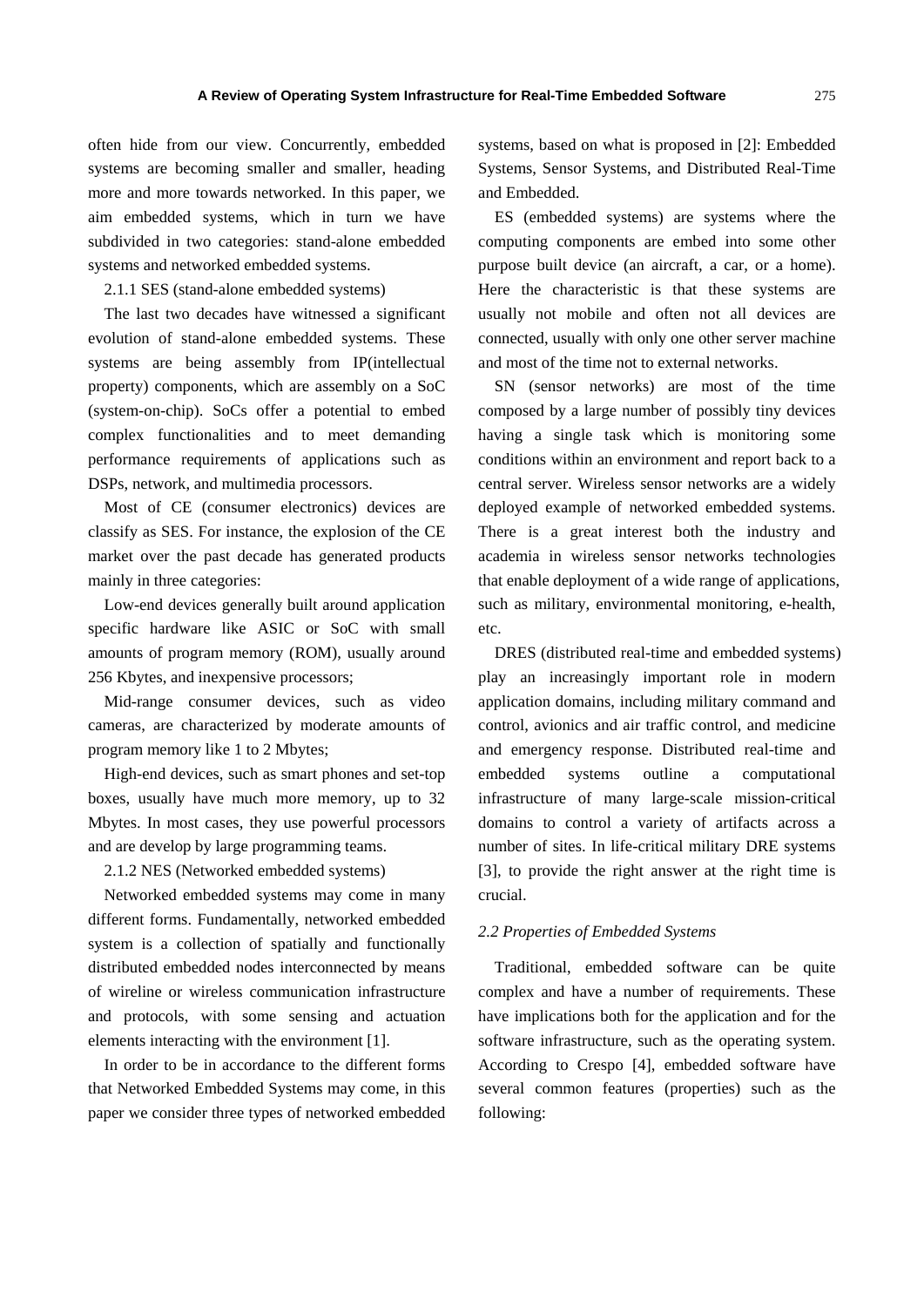often hide from our view. Concurrently, embedded systems are becoming smaller and smaller, heading more and more towards networked. In this paper, we aim embedded systems, which in turn we have subdivided in two categories: stand-alone embedded systems and networked embedded systems.

2.1.1 SES (stand-alone embedded systems)

The last two decades have witnessed a significant evolution of stand-alone embedded systems. These systems are being assembly from IP(intellectual property) components, which are assembly on a SoC (system-on-chip). SoCs offer a potential to embed complex functionalities and to meet demanding performance requirements of applications such as DSPs, network, and multimedia processors.

Most of CE (consumer electronics) devices are classify as SES. For instance, the explosion of the CE market over the past decade has generated products mainly in three categories:

Low-end devices generally built around application specific hardware like ASIC or SoC with small amounts of program memory (ROM), usually around 256 Kbytes, and inexpensive processors;

Mid-range consumer devices, such as video cameras, are characterized by moderate amounts of program memory like 1 to 2 Mbytes;

High-end devices, such as smart phones and set-top boxes, usually have much more memory, up to 32 Mbytes. In most cases, they use powerful processors and are develop by large programming teams.

2.1.2 NES (Networked embedded systems)

Networked embedded systems may come in many different forms. Fundamentally, networked embedded system is a collection of spatially and functionally distributed embedded nodes interconnected by means of wireline or wireless communication infrastructure and protocols, with some sensing and actuation elements interacting with the environment [1].

In order to be in accordance to the different forms that Networked Embedded Systems may come, in this paper we consider three types of networked embedded systems, based on what is proposed in [2]: Embedded Systems, Sensor Systems, and Distributed Real-Time and Embedded.

ES (embedded systems) are systems where the computing components are embed into some other purpose built device (an aircraft, a car, or a home). Here the characteristic is that these systems are usually not mobile and often not all devices are connected, usually with only one other server machine and most of the time not to external networks.

SN (sensor networks) are most of the time composed by a large number of possibly tiny devices having a single task which is monitoring some conditions within an environment and report back to a central server. Wireless sensor networks are a widely deployed example of networked embedded systems. There is a great interest both the industry and academia in wireless sensor networks technologies that enable deployment of a wide range of applications, such as military, environmental monitoring, e-health, etc.

DRES (distributed real-time and embedded systems) play an increasingly important role in modern application domains, including military command and control, avionics and air traffic control, and medicine and emergency response. Distributed real-time and embedded systems outline a computational infrastructure of many large-scale mission-critical domains to control a variety of artifacts across a number of sites. In life-critical military DRE systems [3], to provide the right answer at the right time is crucial.

### *2.2 Properties of Embedded Systems*

Traditional, embedded software can be quite complex and have a number of requirements. These have implications both for the application and for the software infrastructure, such as the operating system. According to Crespo [4], embedded software have several common features (properties) such as the following: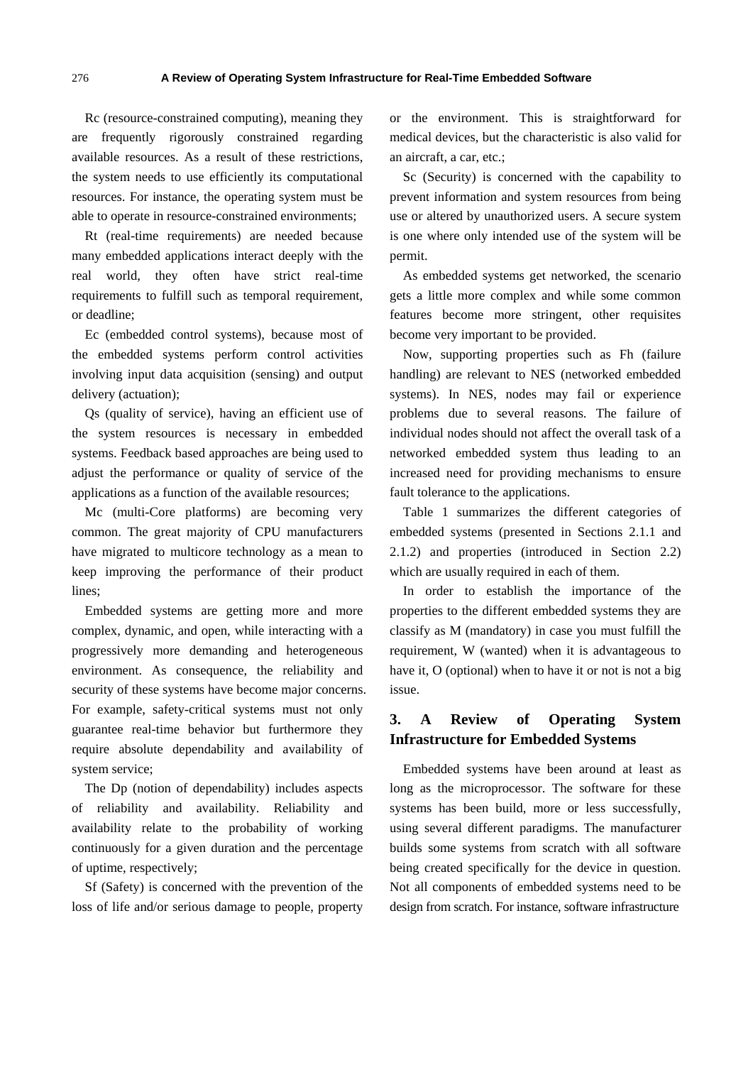Rc (resource-constrained computing), meaning they are frequently rigorously constrained regarding available resources. As a result of these restrictions, the system needs to use efficiently its computational resources. For instance, the operating system must be able to operate in resource-constrained environments;

Rt (real-time requirements) are needed because many embedded applications interact deeply with the real world, they often have strict real-time requirements to fulfill such as temporal requirement, or deadline;

Ec (embedded control systems), because most of the embedded systems perform control activities involving input data acquisition (sensing) and output delivery (actuation);

Qs (quality of service), having an efficient use of the system resources is necessary in embedded systems. Feedback based approaches are being used to adjust the performance or quality of service of the applications as a function of the available resources;

Mc (multi-Core platforms) are becoming very common. The great majority of CPU manufacturers have migrated to multicore technology as a mean to keep improving the performance of their product lines;

Embedded systems are getting more and more complex, dynamic, and open, while interacting with a progressively more demanding and heterogeneous environment. As consequence, the reliability and security of these systems have become major concerns. For example, safety-critical systems must not only guarantee real-time behavior but furthermore they require absolute dependability and availability of system service;

The Dp (notion of dependability) includes aspects of reliability and availability. Reliability and availability relate to the probability of working continuously for a given duration and the percentage of uptime, respectively;

Sf (Safety) is concerned with the prevention of the loss of life and/or serious damage to people, property or the environment. This is straightforward for medical devices, but the characteristic is also valid for an aircraft, a car, etc.;

Sc (Security) is concerned with the capability to prevent information and system resources from being use or altered by unauthorized users. A secure system is one where only intended use of the system will be permit.

As embedded systems get networked, the scenario gets a little more complex and while some common features become more stringent, other requisites become very important to be provided.

Now, supporting properties such as Fh (failure handling) are relevant to NES (networked embedded systems). In NES, nodes may fail or experience problems due to several reasons. The failure of individual nodes should not affect the overall task of a networked embedded system thus leading to an increased need for providing mechanisms to ensure fault tolerance to the applications.

Table 1 summarizes the different categories of embedded systems (presented in Sections 2.1.1 and 2.1.2) and properties (introduced in Section 2.2) which are usually required in each of them.

In order to establish the importance of the properties to the different embedded systems they are classify as M (mandatory) in case you must fulfill the requirement, W (wanted) when it is advantageous to have it, O (optional) when to have it or not is not a big issue.

## 3. A Review of Operating System Infrastructure for Embedded Systems

Embedded systems have been around at least as long as the microprocessor. The software for these systems has been build, more or less successfully, using several different paradigms. The manufacturer builds some systems from scratch with all software being created specifically for the device in question. Not all components of embedded systems need to be design from scratch. For instance, software infrastructure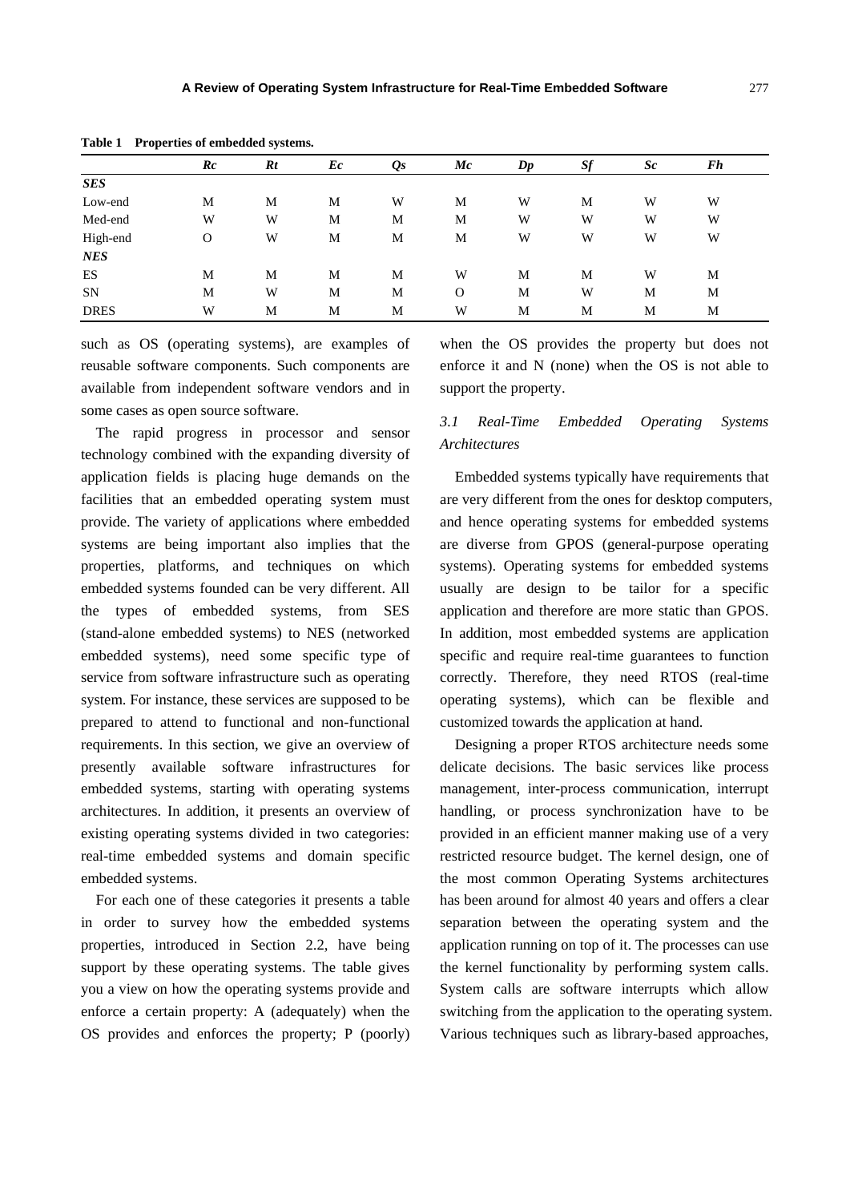**Table 1 Properties of embedded systems.**

| | *Rc* | *Rt* | *Ec* | *Qs* | *Mc* | *Dp* | *Sf* | *Sc* | *Fh* |
|---|---|---|---|---|---|---|---|---|---|
| ***SES*** | | | | | | | | | |
| Low-end | M | M | M | W | M | W | M | W | W |
| Med-end | W | W | M | M | M | W | W | W | W |
| High-end | O | W | M | M | M | W | W | W | W |
| ***NES*** | | | | | | | | | |
| ES | M | M | M | M | W | M | M | W | M |
| SN | M | W | M | M | O | M | W | M | M |
| DRES | W | M | M | M | W | M | M | M | M |

such as OS (operating systems), are examples of reusable software components. Such components are available from independent software vendors and in some cases as open source software.

The rapid progress in processor and sensor technology combined with the expanding diversity of application fields is placing huge demands on the facilities that an embedded operating system must provide. The variety of applications where embedded systems are being important also implies that the properties, platforms, and techniques on which embedded systems founded can be very different. All the types of embedded systems, from SES (stand-alone embedded systems) to NES (networked embedded systems), need some specific type of service from software infrastructure such as operating system. For instance, these services are supposed to be prepared to attend to functional and non-functional requirements. In this section, we give an overview of presently available software infrastructures for embedded systems, starting with operating systems architectures. In addition, it presents an overview of existing operating systems divided in two categories: real-time embedded systems and domain specific embedded systems.

For each one of these categories it presents a table in order to survey how the embedded systems properties, introduced in Section 2.2, have being support by these operating systems. The table gives you a view on how the operating systems provide and enforce a certain property: A (adequately) when the OS provides and enforces the property; P (poorly) when the OS provides the property but does not enforce it and N (none) when the OS is not able to support the property.

### *3.1 Real-Time Embedded Operating Systems Architectures*

Embedded systems typically have requirements that are very different from the ones for desktop computers, and hence operating systems for embedded systems are diverse from GPOS (general-purpose operating systems). Operating systems for embedded systems usually are design to be tailor for a specific application and therefore are more static than GPOS. In addition, most embedded systems are application specific and require real-time guarantees to function correctly. Therefore, they need RTOS (real-time operating systems), which can be flexible and customized towards the application at hand.

Designing a proper RTOS architecture needs some delicate decisions. The basic services like process management, inter-process communication, interrupt handling, or process synchronization have to be provided in an efficient manner making use of a very restricted resource budget. The kernel design, one of the most common Operating Systems architectures has been around for almost 40 years and offers a clear separation between the operating system and the application running on top of it. The processes can use the kernel functionality by performing system calls. System calls are software interrupts which allow switching from the application to the operating system. Various techniques such as library-based approaches,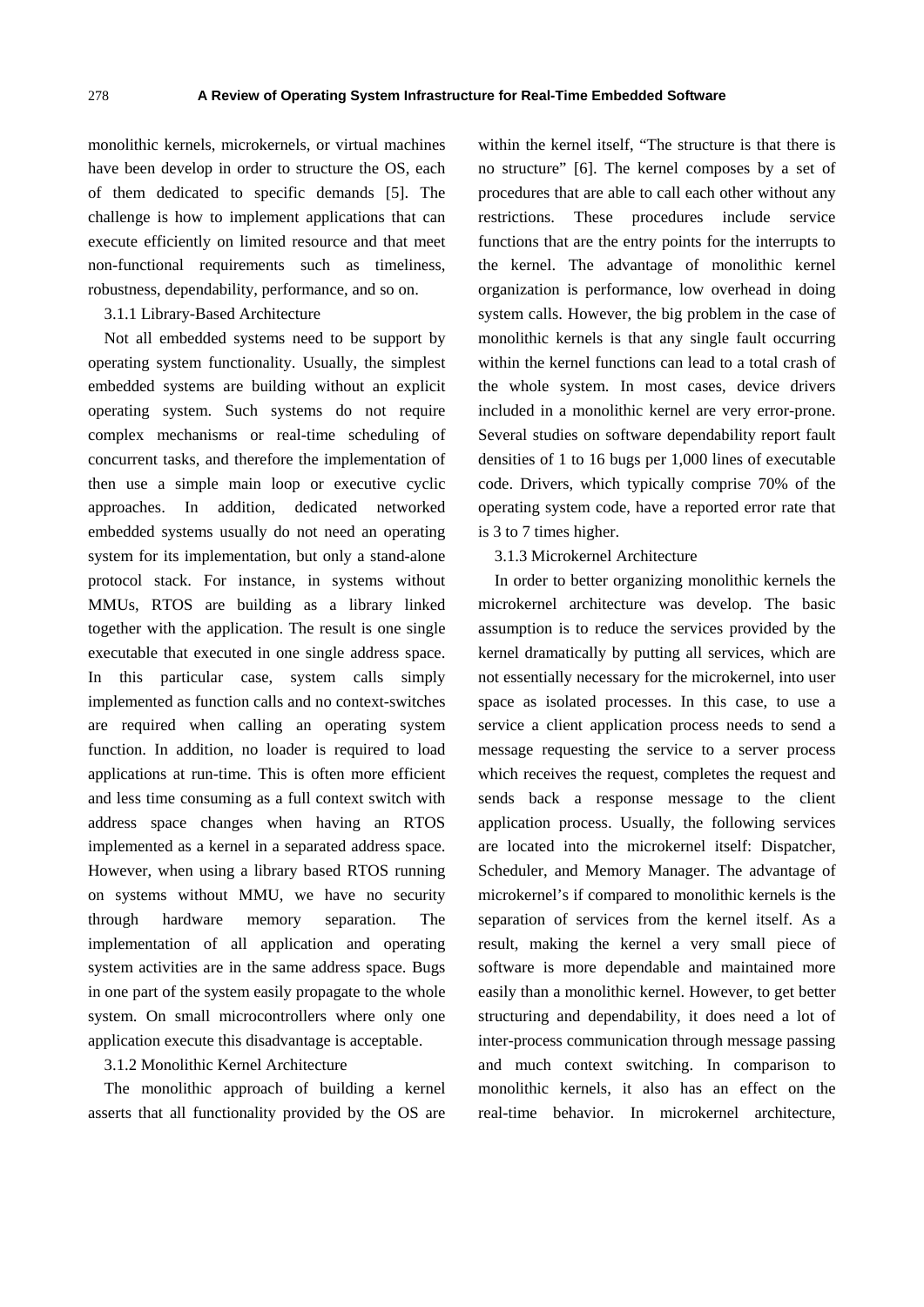monolithic kernels, microkernels, or virtual machines have been develop in order to structure the OS, each of them dedicated to specific demands [5]. The challenge is how to implement applications that can execute efficiently on limited resource and that meet non-functional requirements such as timeliness, robustness, dependability, performance, and so on.

### 3.1.1 Library-Based Architecture

Not all embedded systems need to be support by operating system functionality. Usually, the simplest embedded systems are building without an explicit operating system. Such systems do not require complex mechanisms or real-time scheduling of concurrent tasks, and therefore the implementation of then use a simple main loop or executive cyclic approaches. In addition, dedicated networked embedded systems usually do not need an operating system for its implementation, but only a stand-alone protocol stack. For instance, in systems without MMUs, RTOS are building as a library linked together with the application. The result is one single executable that executed in one single address space. In this particular case, system calls simply implemented as function calls and no context-switches are required when calling an operating system function. In addition, no loader is required to load applications at run-time. This is often more efficient and less time consuming as a full context switch with address space changes when having an RTOS implemented as a kernel in a separated address space. However, when using a library based RTOS running on systems without MMU, we have no security through hardware memory separation. The implementation of all application and operating system activities are in the same address space. Bugs in one part of the system easily propagate to the whole system. On small microcontrollers where only one application execute this disadvantage is acceptable.

### 3.1.2 Monolithic Kernel Architecture

The monolithic approach of building a kernel asserts that all functionality provided by the OS are within the kernel itself, "The structure is that there is no structure" [6]. The kernel composes by a set of procedures that are able to call each other without any restrictions. These procedures include service functions that are the entry points for the interrupts to the kernel. The advantage of monolithic kernel organization is performance, low overhead in doing system calls. However, the big problem in the case of monolithic kernels is that any single fault occurring within the kernel functions can lead to a total crash of the whole system. In most cases, device drivers included in a monolithic kernel are very error-prone. Several studies on software dependability report fault densities of 1 to 16 bugs per 1,000 lines of executable code. Drivers, which typically comprise 70% of the operating system code, have a reported error rate that is 3 to 7 times higher.

### 3.1.3 Microkernel Architecture

In order to better organizing monolithic kernels the microkernel architecture was develop. The basic assumption is to reduce the services provided by the kernel dramatically by putting all services, which are not essentially necessary for the microkernel, into user space as isolated processes. In this case, to use a service a client application process needs to send a message requesting the service to a server process which receives the request, completes the request and sends back a response message to the client application process. Usually, the following services are located into the microkernel itself: Dispatcher, Scheduler, and Memory Manager. The advantage of microkernel's if compared to monolithic kernels is the separation of services from the kernel itself. As a result, making the kernel a very small piece of software is more dependable and maintained more easily than a monolithic kernel. However, to get better structuring and dependability, it does need a lot of inter-process communication through message passing and much context switching. In comparison to monolithic kernels, it also has an effect on the real-time behavior. In microkernel architecture,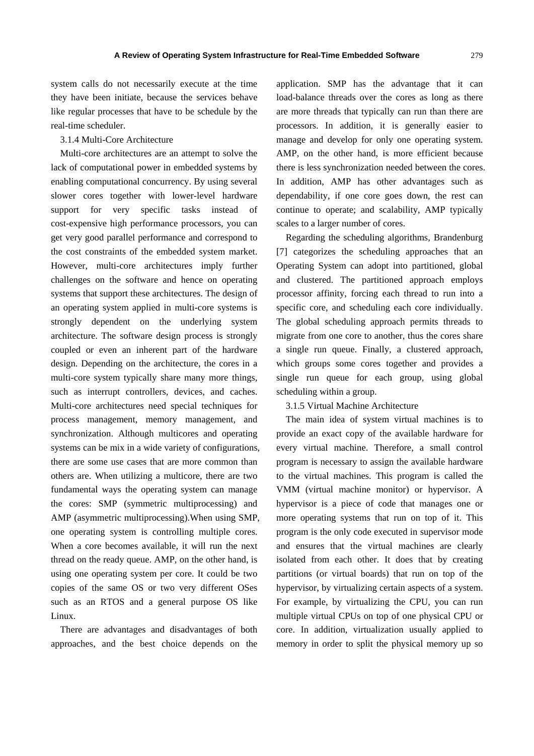system calls do not necessarily execute at the time they have been initiate, because the services behave like regular processes that have to be schedule by the real-time scheduler.

### 3.1.4 Multi-Core Architecture

Multi-core architectures are an attempt to solve the lack of computational power in embedded systems by enabling computational concurrency. By using several slower cores together with lower-level hardware support for very specific tasks instead of cost-expensive high performance processors, you can get very good parallel performance and correspond to the cost constraints of the embedded system market. However, multi-core architectures imply further challenges on the software and hence on operating systems that support these architectures. The design of an operating system applied in multi-core systems is strongly dependent on the underlying system architecture. The software design process is strongly coupled or even an inherent part of the hardware design. Depending on the architecture, the cores in a multi-core system typically share many more things, such as interrupt controllers, devices, and caches. Multi-core architectures need special techniques for process management, memory management, and synchronization. Although multicores and operating systems can be mix in a wide variety of configurations, there are some use cases that are more common than others are. When utilizing a multicore, there are two fundamental ways the operating system can manage the cores: SMP (symmetric multiprocessing) and AMP (asymmetric multiprocessing).When using SMP, one operating system is controlling multiple cores. When a core becomes available, it will run the next thread on the ready queue. AMP, on the other hand, is using one operating system per core. It could be two copies of the same OS or two very different OSes such as an RTOS and a general purpose OS like Linux.

There are advantages and disadvantages of both approaches, and the best choice depends on the application. SMP has the advantage that it can load-balance threads over the cores as long as there are more threads that typically can run than there are processors. In addition, it is generally easier to manage and develop for only one operating system. AMP, on the other hand, is more efficient because there is less synchronization needed between the cores. In addition, AMP has other advantages such as dependability, if one core goes down, the rest can continue to operate; and scalability, AMP typically scales to a larger number of cores.

Regarding the scheduling algorithms, Brandenburg [7] categorizes the scheduling approaches that an Operating System can adopt into partitioned, global and clustered. The partitioned approach employs processor affinity, forcing each thread to run into a specific core, and scheduling each core individually. The global scheduling approach permits threads to migrate from one core to another, thus the cores share a single run queue. Finally, a clustered approach, which groups some cores together and provides a single run queue for each group, using global scheduling within a group.

### 3.1.5 Virtual Machine Architecture

The main idea of system virtual machines is to provide an exact copy of the available hardware for every virtual machine. Therefore, a small control program is necessary to assign the available hardware to the virtual machines. This program is called the VMM (virtual machine monitor) or hypervisor. A hypervisor is a piece of code that manages one or more operating systems that run on top of it. This program is the only code executed in supervisor mode and ensures that the virtual machines are clearly isolated from each other. It does that by creating partitions (or virtual boards) that run on top of the hypervisor, by virtualizing certain aspects of a system. For example, by virtualizing the CPU, you can run multiple virtual CPUs on top of one physical CPU or core. In addition, virtualization usually applied to memory in order to split the physical memory up so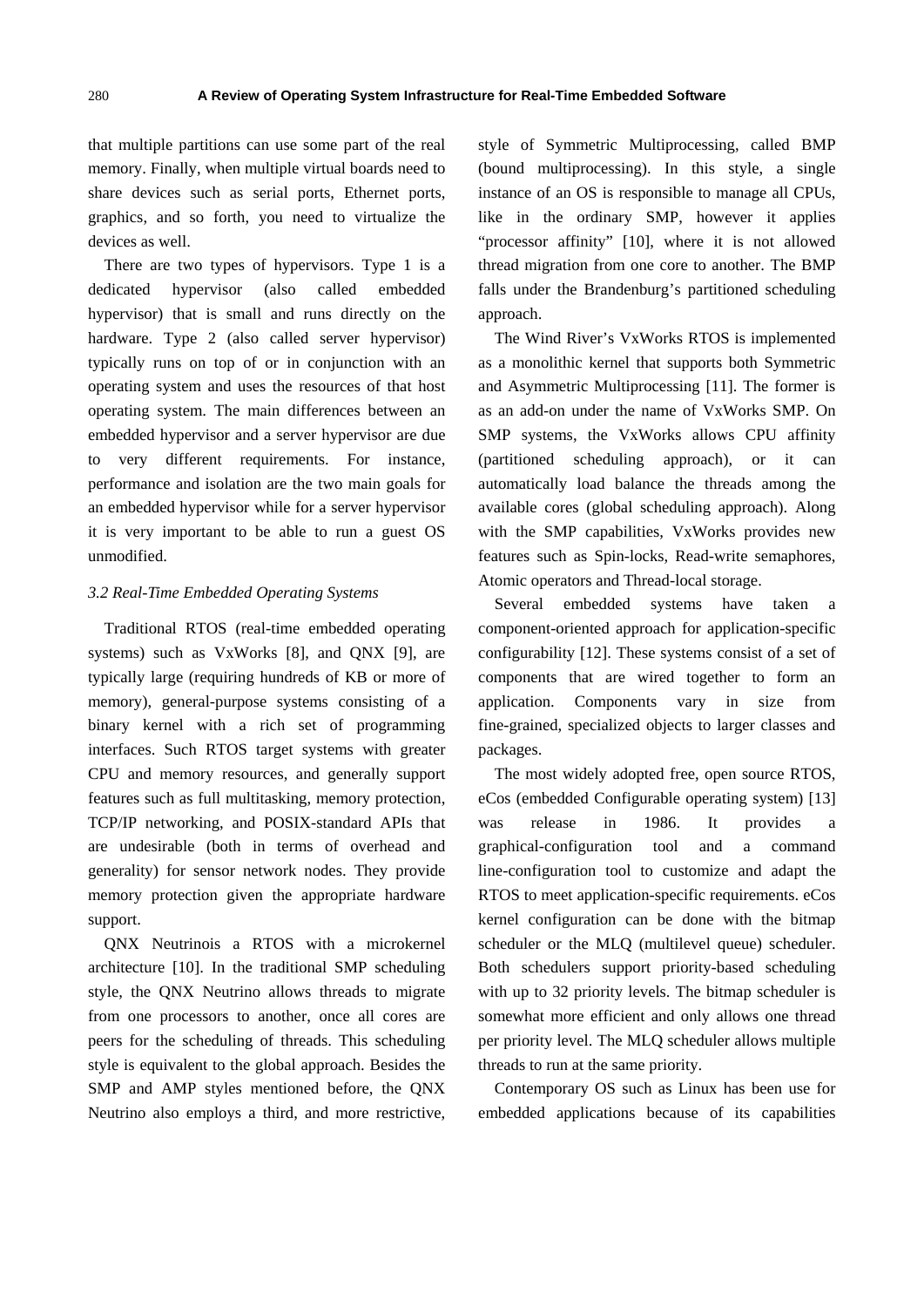that multiple partitions can use some part of the real memory. Finally, when multiple virtual boards need to share devices such as serial ports, Ethernet ports, graphics, and so forth, you need to virtualize the devices as well.

There are two types of hypervisors. Type 1 is a dedicated hypervisor (also called embedded hypervisor) that is small and runs directly on the hardware. Type 2 (also called server hypervisor) typically runs on top of or in conjunction with an operating system and uses the resources of that host operating system. The main differences between an embedded hypervisor and a server hypervisor are due to very different requirements. For instance, performance and isolation are the two main goals for an embedded hypervisor while for a server hypervisor it is very important to be able to run a guest OS unmodified.

### *3.2 Real-Time Embedded Operating Systems*

Traditional RTOS (real-time embedded operating systems) such as VxWorks [8], and QNX [9], are typically large (requiring hundreds of KB or more of memory), general-purpose systems consisting of a binary kernel with a rich set of programming interfaces. Such RTOS target systems with greater CPU and memory resources, and generally support features such as full multitasking, memory protection, TCP/IP networking, and POSIX-standard APIs that are undesirable (both in terms of overhead and generality) for sensor network nodes. They provide memory protection given the appropriate hardware support.

QNX Neutrinois a RTOS with a microkernel architecture [10]. In the traditional SMP scheduling style, the QNX Neutrino allows threads to migrate from one processors to another, once all cores are peers for the scheduling of threads. This scheduling style is equivalent to the global approach. Besides the SMP and AMP styles mentioned before, the QNX Neutrino also employs a third, and more restrictive, style of Symmetric Multiprocessing, called BMP (bound multiprocessing). In this style, a single instance of an OS is responsible to manage all CPUs, like in the ordinary SMP, however it applies "processor affinity" [10], where it is not allowed thread migration from one core to another. The BMP falls under the Brandenburg's partitioned scheduling approach.

The Wind River's VxWorks RTOS is implemented as a monolithic kernel that supports both Symmetric and Asymmetric Multiprocessing [11]. The former is as an add-on under the name of VxWorks SMP. On SMP systems, the VxWorks allows CPU affinity (partitioned scheduling approach), or it can automatically load balance the threads among the available cores (global scheduling approach). Along with the SMP capabilities, VxWorks provides new features such as Spin-locks, Read-write semaphores, Atomic operators and Thread-local storage.

Several embedded systems have taken a component-oriented approach for application-specific configurability [12]. These systems consist of a set of components that are wired together to form an application. Components vary in size from fine-grained, specialized objects to larger classes and packages.

The most widely adopted free, open source RTOS, eCos (embedded Configurable operating system) [13] was release in 1986. It provides a graphical-configuration tool and a command line-configuration tool to customize and adapt the RTOS to meet application-specific requirements. eCos kernel configuration can be done with the bitmap scheduler or the MLQ (multilevel queue) scheduler. Both schedulers support priority-based scheduling with up to 32 priority levels. The bitmap scheduler is somewhat more efficient and only allows one thread per priority level. The MLQ scheduler allows multiple threads to run at the same priority.

Contemporary OS such as Linux has been use for embedded applications because of its capabilities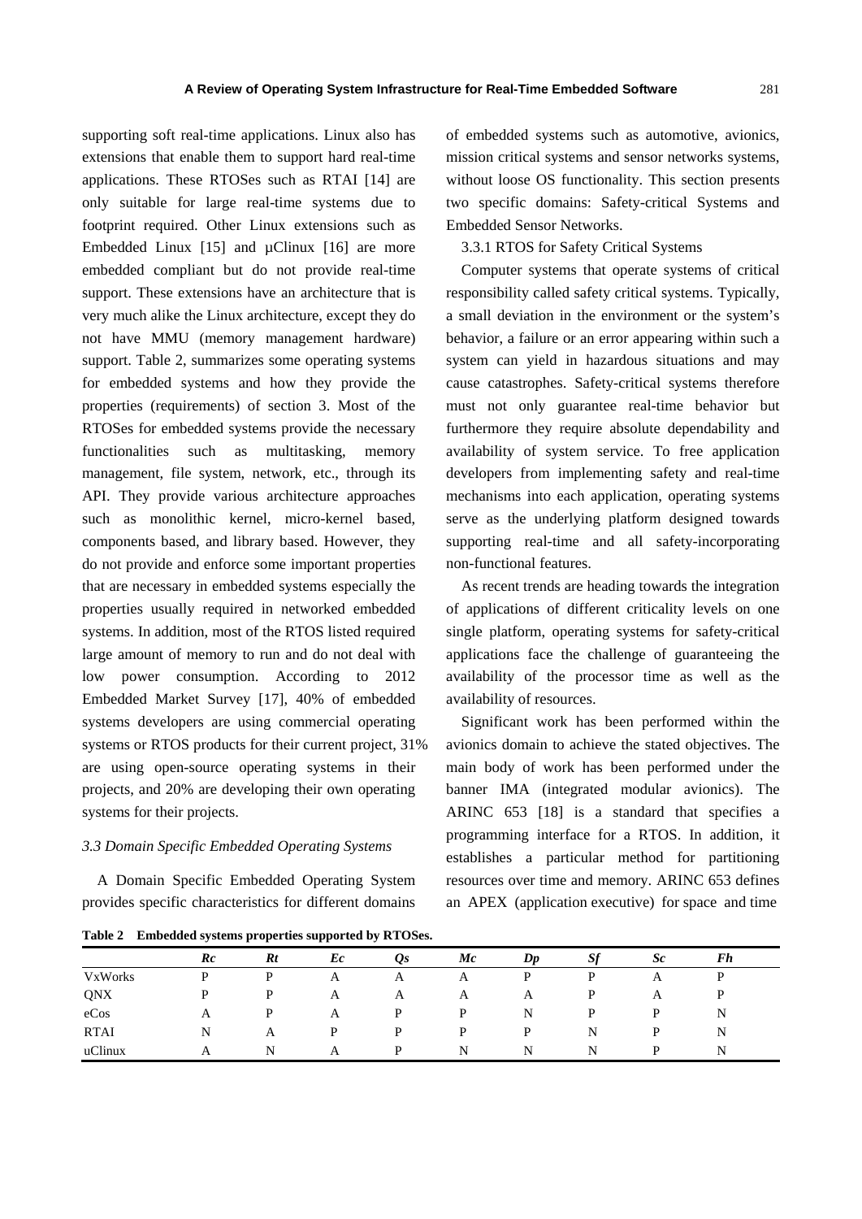supporting soft real-time applications. Linux also has extensions that enable them to support hard real-time applications. These RTOSes such as RTAI [14] are only suitable for large real-time systems due to footprint required. Other Linux extensions such as Embedded Linux [15] and µClinux [16] are more embedded compliant but do not provide real-time support. These extensions have an architecture that is very much alike the Linux architecture, except they do not have MMU (memory management hardware) support. Table 2, summarizes some operating systems for embedded systems and how they provide the properties (requirements) of section 3. Most of the RTOSes for embedded systems provide the necessary functionalities such as multitasking, memory management, file system, network, etc., through its API. They provide various architecture approaches such as monolithic kernel, micro-kernel based, components based, and library based. However, they do not provide and enforce some important properties that are necessary in embedded systems especially the properties usually required in networked embedded systems. In addition, most of the RTOS listed required large amount of memory to run and do not deal with low power consumption. According to 2012 Embedded Market Survey [17], 40% of embedded systems developers are using commercial operating systems or RTOS products for their current project, 31% are using open-source operating systems in their projects, and 20% are developing their own operating systems for their projects.

### *3.3 Domain Specific Embedded Operating Systems*

A Domain Specific Embedded Operating System provides specific characteristics for different domains of embedded systems such as automotive, avionics, mission critical systems and sensor networks systems, without loose OS functionality. This section presents two specific domains: Safety-critical Systems and Embedded Sensor Networks.

#### 3.3.1 RTOS for Safety Critical Systems

Computer systems that operate systems of critical responsibility called safety critical systems. Typically, a small deviation in the environment or the system's behavior, a failure or an error appearing within such a system can yield in hazardous situations and may cause catastrophes. Safety-critical systems therefore must not only guarantee real-time behavior but furthermore they require absolute dependability and availability of system service. To free application developers from implementing safety and real-time mechanisms into each application, operating systems serve as the underlying platform designed towards supporting real-time and all safety-incorporating non-functional features.

As recent trends are heading towards the integration of applications of different criticality levels on one single platform, operating systems for safety-critical applications face the challenge of guaranteeing the availability of the processor time as well as the availability of resources.

Significant work has been performed within the avionics domain to achieve the stated objectives. The main body of work has been performed under the banner IMA (integrated modular avionics). The ARINC 653 [18] is a standard that specifies a programming interface for a RTOS. In addition, it establishes a particular method for partitioning resources over time and memory. ARINC 653 defines an APEX (application executive) for space and time

**Table 2 Embedded systems properties supported by RTOSes.**

| | *Rc* | *Rt* | *Ec* | *Qs* | *Mc* | *Dp* | *Sf* | *Sc* | *Fh* |
|---|---|---|---|---|---|---|---|---|---|
| VxWorks | P | P | A | A | A | P | P | A | P |
| QNX | P | P | A | A | A | A | P | A | P |
| eCos | A | P | A | P | P | N | P | P | N |
| RTAI | N | A | P | P | P | P | N | P | N |
| uClinux | A | N | A | P | N | N | N | P | N |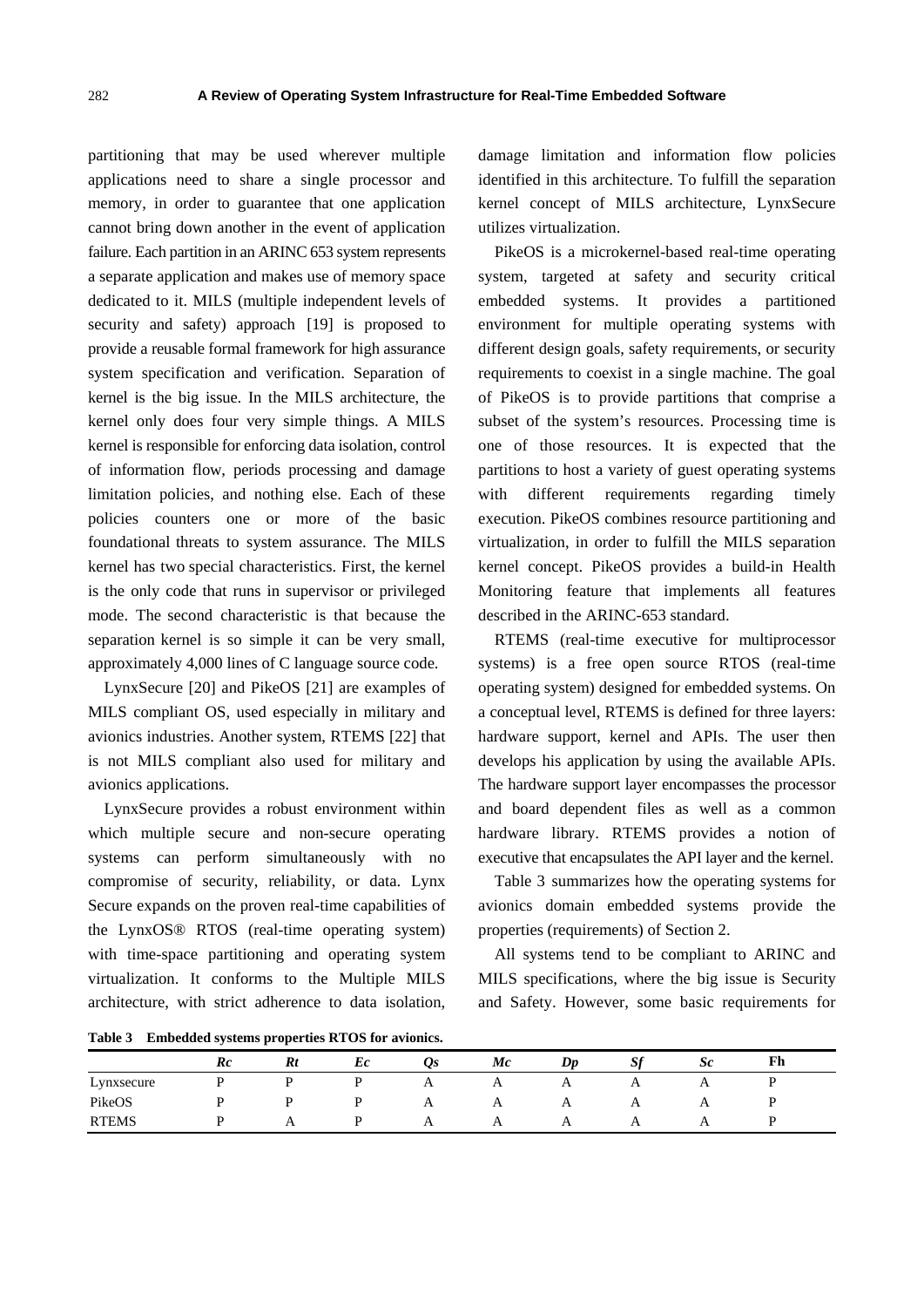partitioning that may be used wherever multiple applications need to share a single processor and memory, in order to guarantee that one application cannot bring down another in the event of application failure. Each partition in an ARINC 653 system represents a separate application and makes use of memory space dedicated to it. MILS (multiple independent levels of security and safety) approach [19] is proposed to provide a reusable formal framework for high assurance system specification and verification. Separation of kernel is the big issue. In the MILS architecture, the kernel only does four very simple things. A MILS kernel is responsible for enforcing data isolation, control of information flow, periods processing and damage limitation policies, and nothing else. Each of these policies counters one or more of the basic foundational threats to system assurance. The MILS kernel has two special characteristics. First, the kernel is the only code that runs in supervisor or privileged mode. The second characteristic is that because the separation kernel is so simple it can be very small, approximately 4,000 lines of C language source code.

LynxSecure [20] and PikeOS [21] are examples of MILS compliant OS, used especially in military and avionics industries. Another system, RTEMS [22] that is not MILS compliant also used for military and avionics applications.

LynxSecure provides a robust environment within which multiple secure and non-secure operating systems can perform simultaneously with no compromise of security, reliability, or data. Lynx Secure expands on the proven real-time capabilities of the LynxOS® RTOS (real-time operating system) with time-space partitioning and operating system virtualization. It conforms to the Multiple MILS architecture, with strict adherence to data isolation, damage limitation and information flow policies identified in this architecture. To fulfill the separation kernel concept of MILS architecture, LynxSecure utilizes virtualization.

PikeOS is a microkernel-based real-time operating system, targeted at safety and security critical embedded systems. It provides a partitioned environment for multiple operating systems with different design goals, safety requirements, or security requirements to coexist in a single machine. The goal of PikeOS is to provide partitions that comprise a subset of the system's resources. Processing time is one of those resources. It is expected that the partitions to host a variety of guest operating systems with different requirements regarding timely execution. PikeOS combines resource partitioning and virtualization, in order to fulfill the MILS separation kernel concept. PikeOS provides a build-in Health Monitoring feature that implements all features described in the ARINC-653 standard.

RTEMS (real-time executive for multiprocessor systems) is a free open source RTOS (real-time operating system) designed for embedded systems. On a conceptual level, RTEMS is defined for three layers: hardware support, kernel and APIs. The user then develops his application by using the available APIs. The hardware support layer encompasses the processor and board dependent files as well as a common hardware library. RTEMS provides a notion of executive that encapsulates the API layer and the kernel.

Table 3 summarizes how the operating systems for avionics domain embedded systems provide the properties (requirements) of Section 2.

All systems tend to be compliant to ARINC and MILS specifications, where the big issue is Security and Safety. However, some basic requirements for

**Table 3 Embedded systems properties RTOS for avionics.**

| | *Rc* | *Rt* | *Ec* | *Qs* | *Mc* | *Dp* | *Sf* | *Sc* | **Fh** |
|---|---|---|---|---|---|---|---|---|---|
| Lynxsecure | P | P | P | A | A | A | A | A | P |
| PikeOS | P | P | P | A | A | A | A | A | P |
| RTEMS | P | A | P | A | A | A | A | A | P |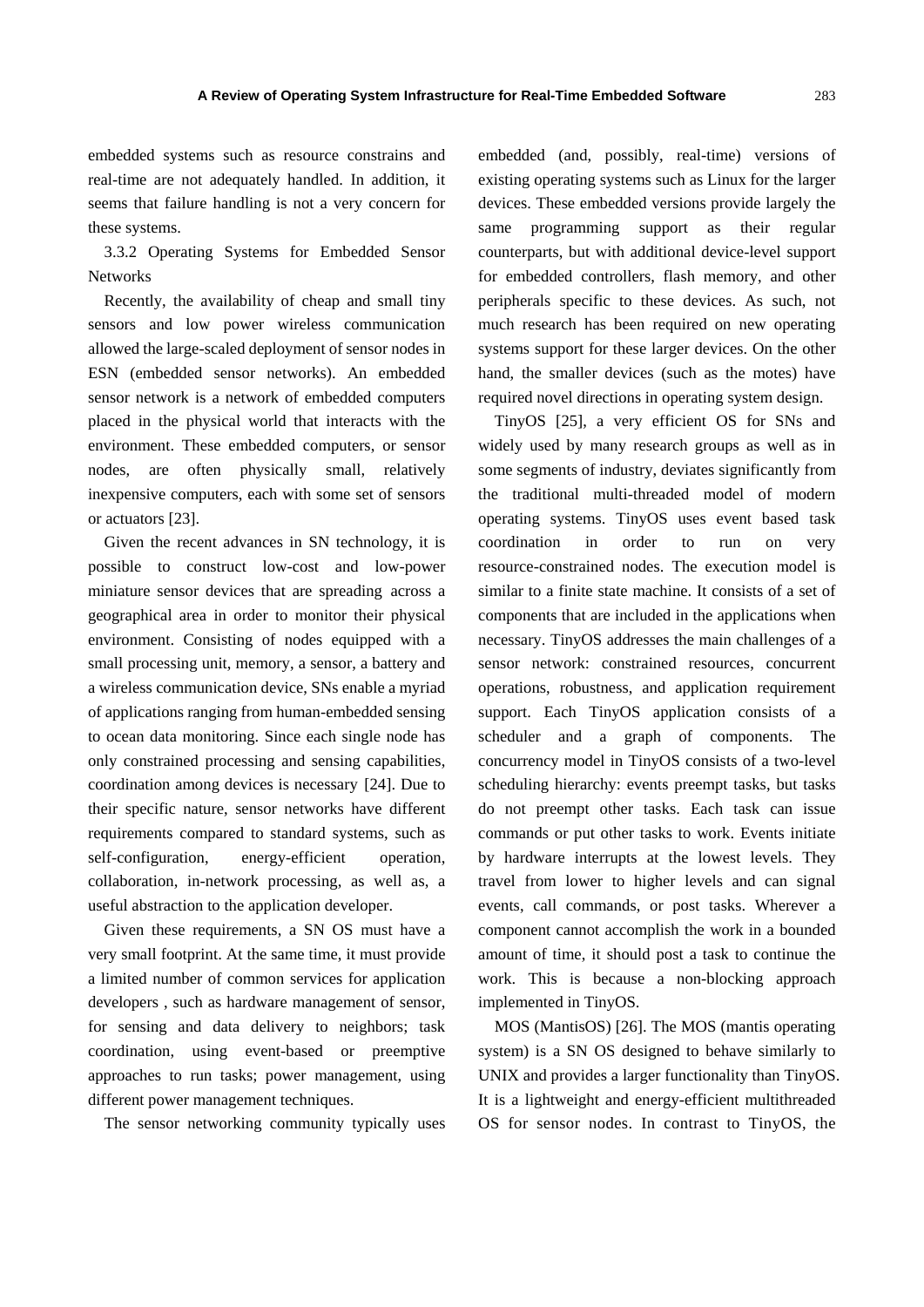embedded systems such as resource constrains and real-time are not adequately handled. In addition, it seems that failure handling is not a very concern for these systems.

### 3.3.2 Operating Systems for Embedded Sensor Networks

Recently, the availability of cheap and small tiny sensors and low power wireless communication allowed the large-scaled deployment of sensor nodes in ESN (embedded sensor networks). An embedded sensor network is a network of embedded computers placed in the physical world that interacts with the environment. These embedded computers, or sensor nodes, are often physically small, relatively inexpensive computers, each with some set of sensors or actuators [23].

Given the recent advances in SN technology, it is possible to construct low-cost and low-power miniature sensor devices that are spreading across a geographical area in order to monitor their physical environment. Consisting of nodes equipped with a small processing unit, memory, a sensor, a battery and a wireless communication device, SNs enable a myriad of applications ranging from human-embedded sensing to ocean data monitoring. Since each single node has only constrained processing and sensing capabilities, coordination among devices is necessary [24]. Due to their specific nature, sensor networks have different requirements compared to standard systems, such as self-configuration, energy-efficient operation, collaboration, in-network processing, as well as, a useful abstraction to the application developer.

Given these requirements, a SN OS must have a very small footprint. At the same time, it must provide a limited number of common services for application developers , such as hardware management of sensor, for sensing and data delivery to neighbors; task coordination, using event-based or preemptive approaches to run tasks; power management, using different power management techniques.

The sensor networking community typically uses embedded (and, possibly, real-time) versions of existing operating systems such as Linux for the larger devices. These embedded versions provide largely the same programming support as their regular counterparts, but with additional device-level support for embedded controllers, flash memory, and other peripherals specific to these devices. As such, not much research has been required on new operating systems support for these larger devices. On the other hand, the smaller devices (such as the motes) have required novel directions in operating system design.

TinyOS [25], a very efficient OS for SNs and widely used by many research groups as well as in some segments of industry, deviates significantly from the traditional multi-threaded model of modern operating systems. TinyOS uses event based task coordination in order to run on very resource-constrained nodes. The execution model is similar to a finite state machine. It consists of a set of components that are included in the applications when necessary. TinyOS addresses the main challenges of a sensor network: constrained resources, concurrent operations, robustness, and application requirement support. Each TinyOS application consists of a scheduler and a graph of components. The concurrency model in TinyOS consists of a two-level scheduling hierarchy: events preempt tasks, but tasks do not preempt other tasks. Each task can issue commands or put other tasks to work. Events initiate by hardware interrupts at the lowest levels. They travel from lower to higher levels and can signal events, call commands, or post tasks. Wherever a component cannot accomplish the work in a bounded amount of time, it should post a task to continue the work. This is because a non-blocking approach implemented in TinyOS.

MOS (MantisOS) [26]. The MOS (mantis operating system) is a SN OS designed to behave similarly to UNIX and provides a larger functionality than TinyOS. It is a lightweight and energy-efficient multithreaded OS for sensor nodes. In contrast to TinyOS, the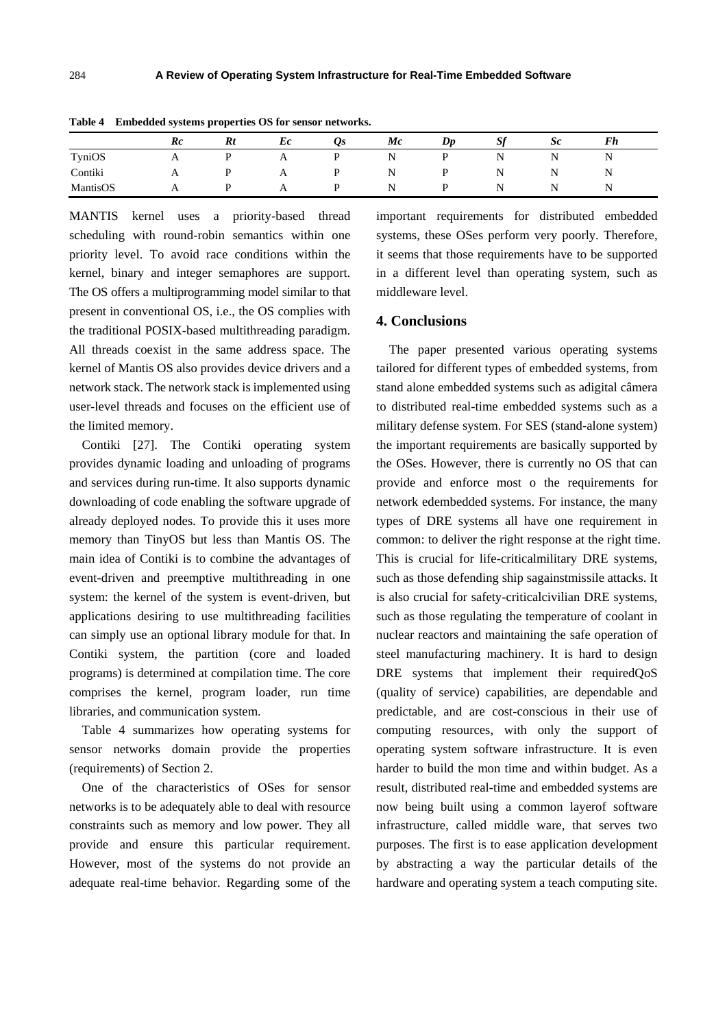**Table 4 Embedded systems properties OS for sensor networks.**

| | *Rc* | *Rt* | *Ec* | *Qs* | *Mc* | *Dp* | *Sf* | *Sc* | *Fh* |
|---|---|---|---|---|---|---|---|---|---|
| TyniOS | A | P | A | P | N | P | N | N | N |
| Contiki | A | P | A | P | N | P | N | N | N |
| MantisOS | A | P | A | P | N | P | N | N | N |

MANTIS kernel uses a priority-based thread scheduling with round-robin semantics within one priority level. To avoid race conditions within the kernel, binary and integer semaphores are support. The OS offers a multiprogramming model similar to that present in conventional OS, i.e., the OS complies with the traditional POSIX-based multithreading paradigm. All threads coexist in the same address space. The kernel of Mantis OS also provides device drivers and a network stack. The network stack is implemented using user-level threads and focuses on the efficient use of the limited memory.

Contiki [27]. The Contiki operating system provides dynamic loading and unloading of programs and services during run-time. It also supports dynamic downloading of code enabling the software upgrade of already deployed nodes. To provide this it uses more memory than TinyOS but less than Mantis OS. The main idea of Contiki is to combine the advantages of event-driven and preemptive multithreading in one system: the kernel of the system is event-driven, but applications desiring to use multithreading facilities can simply use an optional library module for that. In Contiki system, the partition (core and loaded programs) is determined at compilation time. The core comprises the kernel, program loader, run time libraries, and communication system.

Table 4 summarizes how operating systems for sensor networks domain provide the properties (requirements) of Section 2.

One of the characteristics of OSes for sensor networks is to be adequately able to deal with resource constraints such as memory and low power. They all provide and ensure this particular requirement. However, most of the systems do not provide an adequate real-time behavior. Regarding some of the important requirements for distributed embedded systems, these OSes perform very poorly. Therefore, it seems that those requirements have to be supported in a different level than operating system, such as middleware level.

## 4. Conclusions

The paper presented various operating systems tailored for different types of embedded systems, from stand alone embedded systems such as adigital câmera to distributed real-time embedded systems such as a military defense system. For SES (stand-alone system) the important requirements are basically supported by the OSes. However, there is currently no OS that can provide and enforce most o the requirements for network edembedded systems. For instance, the many types of DRE systems all have one requirement in common: to deliver the right response at the right time. This is crucial for life-criticalmilitary DRE systems, such as those defending ship sagainstmissile attacks. It is also crucial for safety-criticalcivilian DRE systems, such as those regulating the temperature of coolant in nuclear reactors and maintaining the safe operation of steel manufacturing machinery. It is hard to design DRE systems that implement their requiredQoS (quality of service) capabilities, are dependable and predictable, and are cost-conscious in their use of computing resources, with only the support of operating system software infrastructure. It is even harder to build the mon time and within budget. As a result, distributed real-time and embedded systems are now being built using a common layerof software infrastructure, called middle ware, that serves two purposes. The first is to ease application development by abstracting a way the particular details of the hardware and operating system a teach computing site.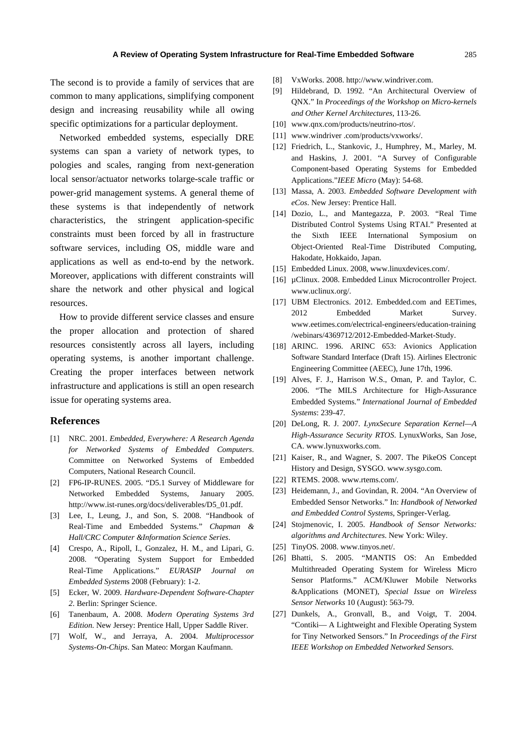The second is to provide a family of services that are common to many applications, simplifying component design and increasing reusability while all owing specific optimizations for a particular deployment.

Networked embedded systems, especially DRE systems can span a variety of network types, to pologies and scales, ranging from next-generation local sensor/actuator networks tolarge-scale traffic or power-grid management systems. A general theme of these systems is that independently of network characteristics, the stringent application-specific constraints must been forced by all in frastructure software services, including OS, middle ware and applications as well as end-to-end by the network. Moreover, applications with different constraints will share the network and other physical and logical resources.

How to provide different service classes and ensure the proper allocation and protection of shared resources consistently across all layers, including operating systems, is another important challenge. Creating the proper interfaces between network infrastructure and applications is still an open research issue for operating systems area.

## References

[1] NRC. 2001. *Embedded, Everywhere: A Research Agenda for Networked Systems of Embedded Computers*. Committee on Networked Systems of Embedded Computers, National Research Council.

[2] FP6-IP-RUNES. 2005. "D5.1 Survey of Middleware for Networked Embedded Systems, January 2005. http://www.ist-runes.org/docs/deliverables/D5_01.pdf.

[3] Lee, I., Leung, J., and Son, S. 2008. "Handbook of Real-Time and Embedded Systems." *Chapman & Hall/CRC Computer &Information Science Series*.

[4] Crespo, A., Ripoll, I., Gonzalez, H. M., and Lipari, G. 2008. "Operating System Support for Embedded Real-Time Applications." *EURASIP Journal on Embedded Systems* 2008 (February): 1-2.

[5] Ecker, W. 2009. *Hardware-Dependent Software-Chapter 2*. Berlin: Springer Science.

[6] Tanenbaum, A. 2008. *Modern Operating Systems 3rd Edition.* New Jersey: Prentice Hall, Upper Saddle River.

[7] Wolf, W., and Jerraya, A. 2004. *Multiprocessor Systems-On-Chips*. San Mateo: Morgan Kaufmann.

[8] VxWorks. 2008. http://www.windriver.com.

[9] Hildebrand, D. 1992. "An Architectural Overview of QNX." In *Proceedings of the Workshop on Micro-kernels and Other Kernel Architectures*, 113-26.

[10] www.qnx.com/products/neutrino-rtos/.

[11] www.windriver .com/products/vxworks/.

[12] Friedrich, L., Stankovic, J., Humphrey, M., Marley, M. and Haskins, J. 2001. "A Survey of Configurable Component-based Operating Systems for Embedded Applications."*IEEE Micro* (May): 54-68.

[13] Massa, A. 2003. *Embedded Software Development with eCos*. New Jersey: Prentice Hall.

[14] Dozio, L., and Mantegazza, P. 2003. "Real Time Distributed Control Systems Using RTAI." Presented at the Sixth IEEE International Symposium on Object-Oriented Real-Time Distributed Computing, Hakodate, Hokkaido, Japan.

[15] Embedded Linux. 2008, www.linuxdevices.com/.

[16] µClinux. 2008. Embedded Linux Microcontroller Project. www.uclinux.org/.

[17] UBM Electronics. 2012. Embedded.com and EETimes, 2012 Embedded Market Survey. www.eetimes.com/electrical-engineers/education-training/webinars/4369712/2012-Embedded-Market-Study.

[18] ARINC. 1996. ARINC 653: Avionics Application Software Standard Interface (Draft 15). Airlines Electronic Engineering Committee (AEEC), June 17th, 1996.

[19] Alves, F. J., Harrison W.S., Oman, P. and Taylor, C. 2006. "The MILS Architecture for High-Assurance Embedded Systems." *International Journal of Embedded Systems*: 239-47.

[20] DeLong, R. J. 2007. *LynxSecure Separation Kernel—A High-Assurance Security RTOS*. LynuxWorks, San Jose, CA. www.lynuxworks.com.

[21] Kaiser, R., and Wagner, S. 2007. The PikeOS Concept History and Design, SYSGO. www.sysgo.com.

[22] RTEMS. 2008. www.rtems.com/.

[23] Heidemann, J., and Govindan, R. 2004. "An Overview of Embedded Sensor Networks." In: *Handbook of Networked and Embedded Control Systems*, Springer-Verlag.

[24] Stojmenovic, I. 2005. *Handbook of Sensor Networks: algorithms and Architectures*. New York: Wiley.

[25] TinyOS. 2008. www.tinyos.net/.

[26] Bhatti, S. 2005. "MANTIS OS: An Embedded Multithreaded Operating System for Wireless Micro Sensor Platforms." ACM/Kluwer Mobile Networks &Applications (MONET), *Special Issue on Wireless Sensor Networks* 10 (August): 563-79.

[27] Dunkels, A., Gronvall, B., and Voigt, T. 2004. "Contiki— A Lightweight and Flexible Operating System for Tiny Networked Sensors." In *Proceedings of the First IEEE Workshop on Embedded Networked Sensors*.